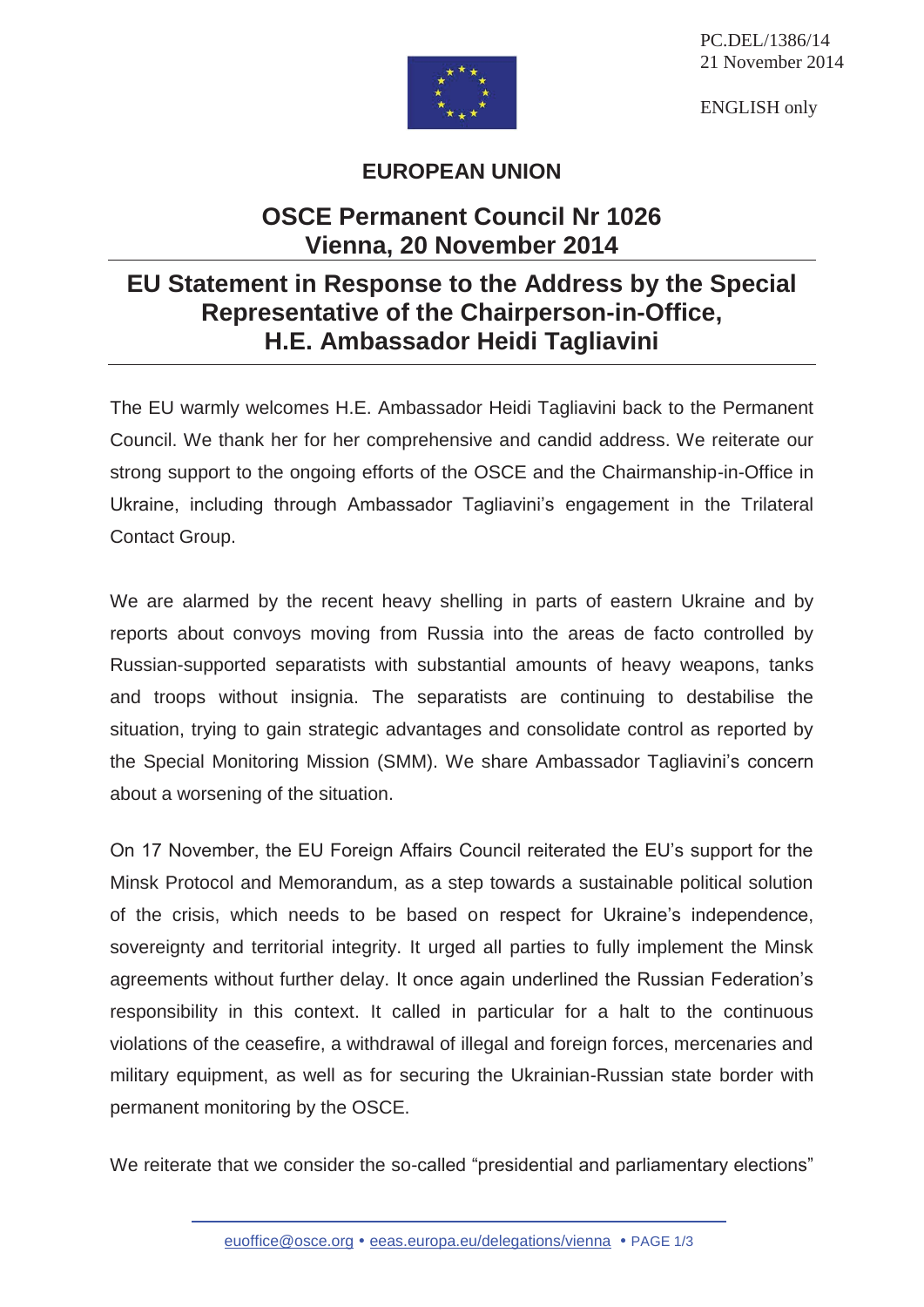PC.DEL/1386/14
21 November 2014

ENGLISH only

**EUROPEAN UNION**

# OSCE Permanent Council Nr 1026
# Vienna, 20 November 2014

## EU Statement in Response to the Address by the Special Representative of the Chairperson-in-Office, H.E. Ambassador Heidi Tagliavini

The EU warmly welcomes H.E. Ambassador Heidi Tagliavini back to the Permanent Council. We thank her for her comprehensive and candid address. We reiterate our strong support to the ongoing efforts of the OSCE and the Chairmanship-in-Office in Ukraine, including through Ambassador Tagliavini's engagement in the Trilateral Contact Group.

We are alarmed by the recent heavy shelling in parts of eastern Ukraine and by reports about convoys moving from Russia into the areas de facto controlled by Russian-supported separatists with substantial amounts of heavy weapons, tanks and troops without insignia. The separatists are continuing to destabilise the situation, trying to gain strategic advantages and consolidate control as reported by the Special Monitoring Mission (SMM). We share Ambassador Tagliavini's concern about a worsening of the situation.

On 17 November, the EU Foreign Affairs Council reiterated the EU's support for the Minsk Protocol and Memorandum, as a step towards a sustainable political solution of the crisis, which needs to be based on respect for Ukraine's independence, sovereignty and territorial integrity. It urged all parties to fully implement the Minsk agreements without further delay. It once again underlined the Russian Federation's responsibility in this context. It called in particular for a halt to the continuous violations of the ceasefire, a withdrawal of illegal and foreign forces, mercenaries and military equipment, as well as for securing the Ukrainian-Russian state border with permanent monitoring by the OSCE.

We reiterate that we consider the so-called "presidential and parliamentary elections"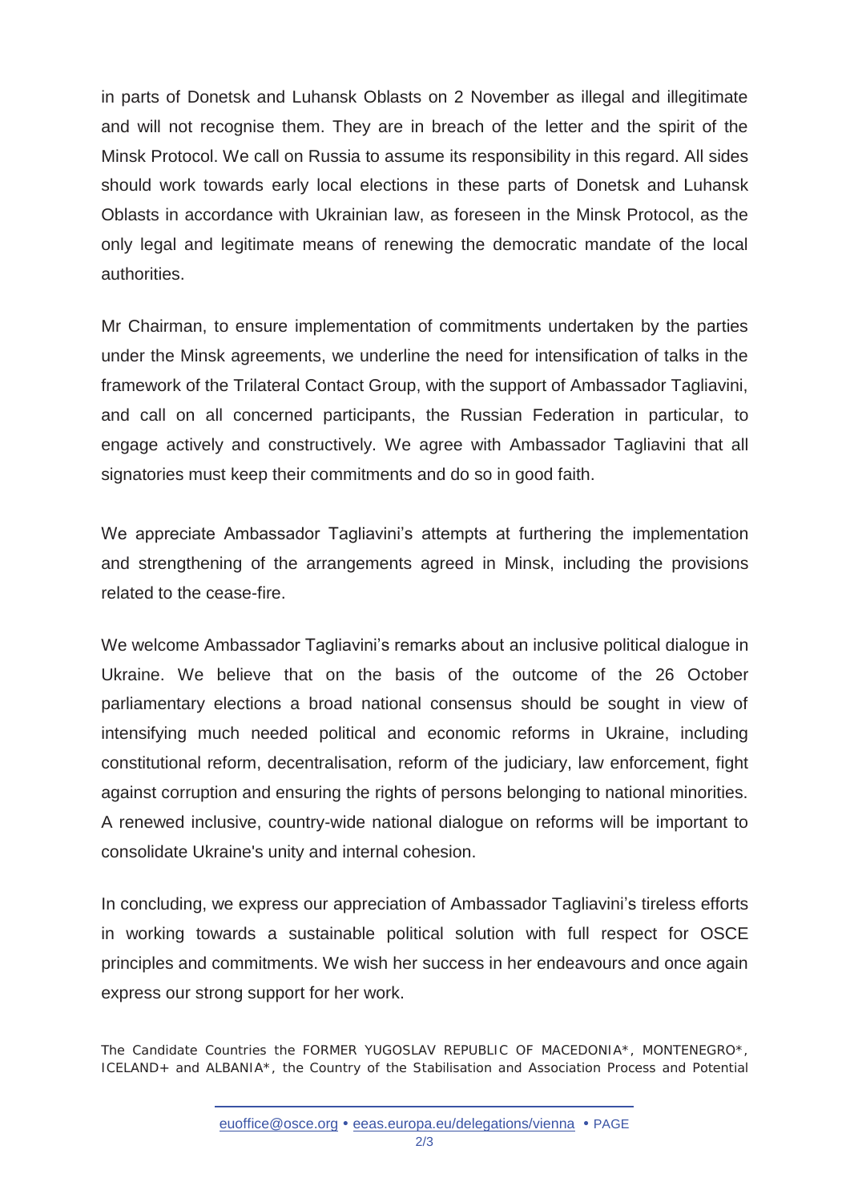in parts of Donetsk and Luhansk Oblasts on 2 November as illegal and illegitimate and will not recognise them. They are in breach of the letter and the spirit of the Minsk Protocol. We call on Russia to assume its responsibility in this regard. All sides should work towards early local elections in these parts of Donetsk and Luhansk Oblasts in accordance with Ukrainian law, as foreseen in the Minsk Protocol, as the only legal and legitimate means of renewing the democratic mandate of the local authorities.

Mr Chairman, to ensure implementation of commitments undertaken by the parties under the Minsk agreements, we underline the need for intensification of talks in the framework of the Trilateral Contact Group, with the support of Ambassador Tagliavini, and call on all concerned participants, the Russian Federation in particular, to engage actively and constructively. We agree with Ambassador Tagliavini that all signatories must keep their commitments and do so in good faith.

We appreciate Ambassador Tagliavini's attempts at furthering the implementation and strengthening of the arrangements agreed in Minsk, including the provisions related to the cease-fire.

We welcome Ambassador Tagliavini's remarks about an inclusive political dialogue in Ukraine. We believe that on the basis of the outcome of the 26 October parliamentary elections a broad national consensus should be sought in view of intensifying much needed political and economic reforms in Ukraine, including constitutional reform, decentralisation, reform of the judiciary, law enforcement, fight against corruption and ensuring the rights of persons belonging to national minorities. A renewed inclusive, country-wide national dialogue on reforms will be important to consolidate Ukraine's unity and internal cohesion.

In concluding, we express our appreciation of Ambassador Tagliavini's tireless efforts in working towards a sustainable political solution with full respect for OSCE principles and commitments. We wish her success in her endeavours and once again express our strong support for her work.

The Candidate Countries the FORMER YUGOSLAV REPUBLIC OF MACEDONIA*, MONTENEGRO*, ICELAND+ and ALBANIA*, the Country of the Stabilisation and Association Process and Potential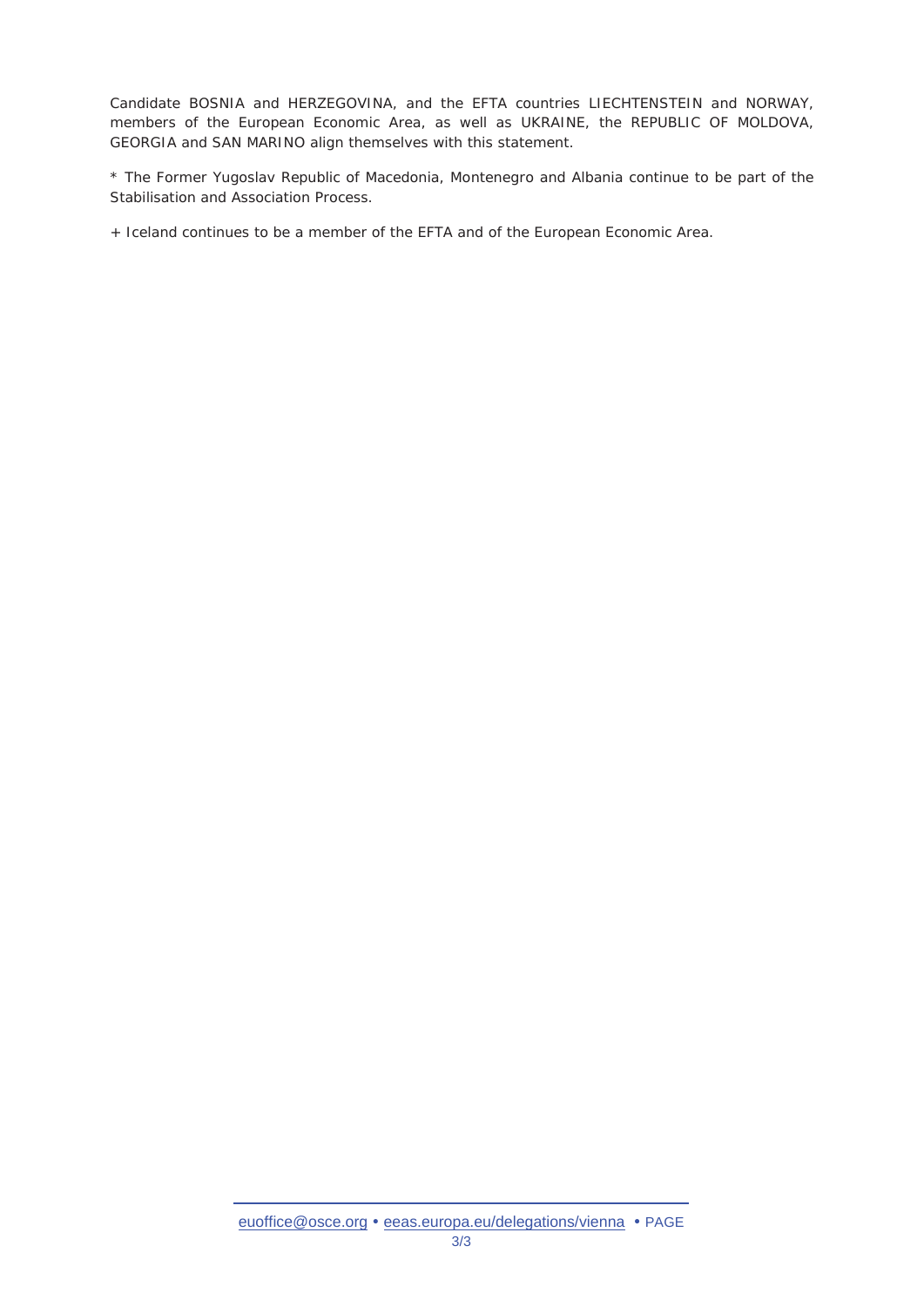Candidate BOSNIA and HERZEGOVINA, and the EFTA countries LIECHTENSTEIN and NORWAY, members of the European Economic Area, as well as UKRAINE, the REPUBLIC OF MOLDOVA, GEORGIA and SAN MARINO align themselves with this statement.

* The Former Yugoslav Republic of Macedonia, Montenegro and Albania continue to be part of the Stabilisation and Association Process.

+ Iceland continues to be a member of the EFTA and of the European Economic Area.